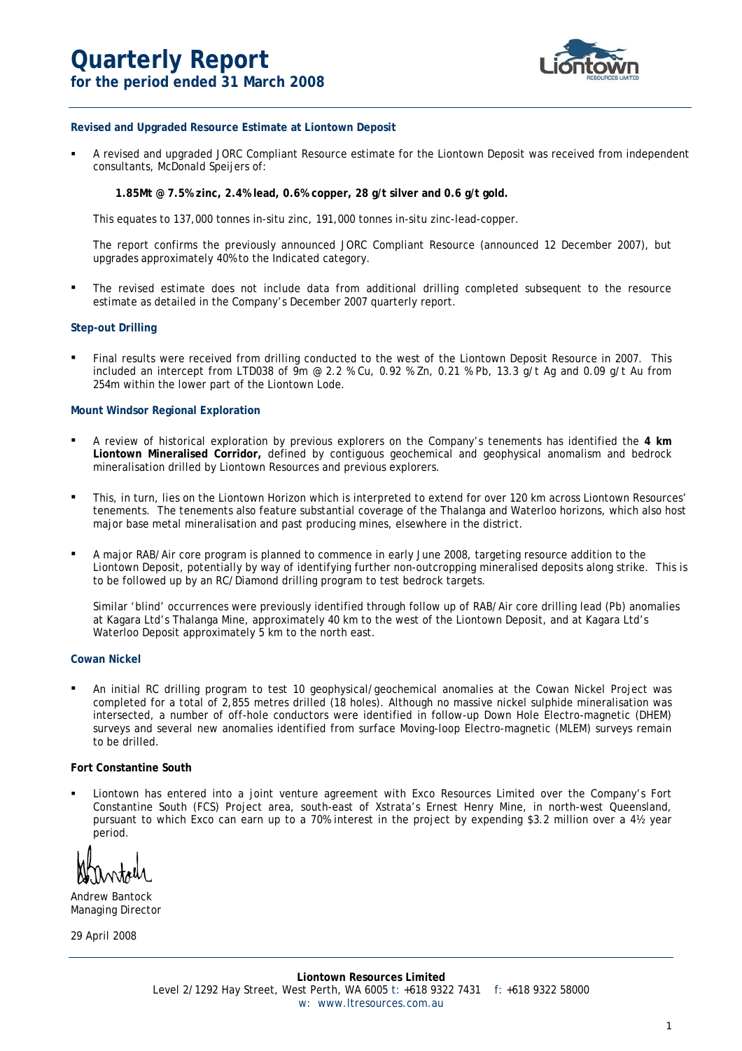# Quarterly Report
## for the period ended 31 March 2008

### Revised and Upgraded Resource Estimate at Liontown Deposit

- A revised and upgraded JORC Compliant Resource estimate for the Liontown Deposit was received from independent consultants, McDonald Speijers of:

  **1.85Mt @ 7.5% zinc, 2.4% lead, 0.6% copper, 28 g/t silver and 0.6 g/t gold.**

  This equates to 137,000 tonnes in-situ zinc, 191,000 tonnes in-situ zinc-lead-copper.

  The report confirms the previously announced JORC Compliant Resource (announced 12 December 2007), but upgrades approximately 40% to the Indicated category.

- The revised estimate does not include data from additional drilling completed subsequent to the resource estimate as detailed in the Company's December 2007 quarterly report.

### Step-out Drilling

- Final results were received from drilling conducted to the west of the Liontown Deposit Resource in 2007. This included an intercept from LTD038 of 9m @ 2.2 % Cu, 0.92 % Zn, 0.21 % Pb, 13.3 g/t Ag and 0.09 g/t Au from 254m within the lower part of the Liontown Lode.

### Mount Windsor Regional Exploration

- A review of historical exploration by previous explorers on the Company's tenements has identified the **4 km Liontown Mineralised Corridor,** defined by contiguous geochemical and geophysical anomalism and bedrock mineralisation drilled by Liontown Resources and previous explorers.

- This, in turn, lies on the Liontown Horizon which is interpreted to extend for over 120 km across Liontown Resources' tenements. The tenements also feature substantial coverage of the Thalanga and Waterloo horizons, which also host major base metal mineralisation and past producing mines, elsewhere in the district.

- A major RAB/Air core program is planned to commence in early June 2008, targeting resource addition to the Liontown Deposit, potentially by way of identifying further non-outcropping mineralised deposits along strike. This is to be followed up by an RC/Diamond drilling program to test bedrock targets.

  Similar 'blind' occurrences were previously identified through follow up of RAB/Air core drilling lead (Pb) anomalies at Kagara Ltd's Thalanga Mine, approximately 40 km to the west of the Liontown Deposit, and at Kagara Ltd's Waterloo Deposit approximately 5 km to the north east.

### Cowan Nickel

- An initial RC drilling program to test 10 geophysical/geochemical anomalies at the Cowan Nickel Project was completed for a total of 2,855 metres drilled (18 holes). Although no massive nickel sulphide mineralisation was intersected, a number of off-hole conductors were identified in follow-up Down Hole Electro-magnetic (DHEM) surveys and several new anomalies identified from surface Moving-loop Electro-magnetic (MLEM) surveys remain to be drilled.

### Fort Constantine South

- Liontown has entered into a joint venture agreement with Exco Resources Limited over the Company's Fort Constantine South (FCS) Project area, south-east of Xstrata's Ernest Henry Mine, in north-west Queensland, pursuant to which Exco can earn up to a 70% interest in the project by expending $3.2 million over a 4½ year period.

Andrew Bantock
Managing Director

29 April 2008

**Liontown Resources Limited**
Level 2/1292 Hay Street, West Perth, WA 6005 t: +618 9322 7431 f: +618 9322 58000
w: www.ltresources.com.au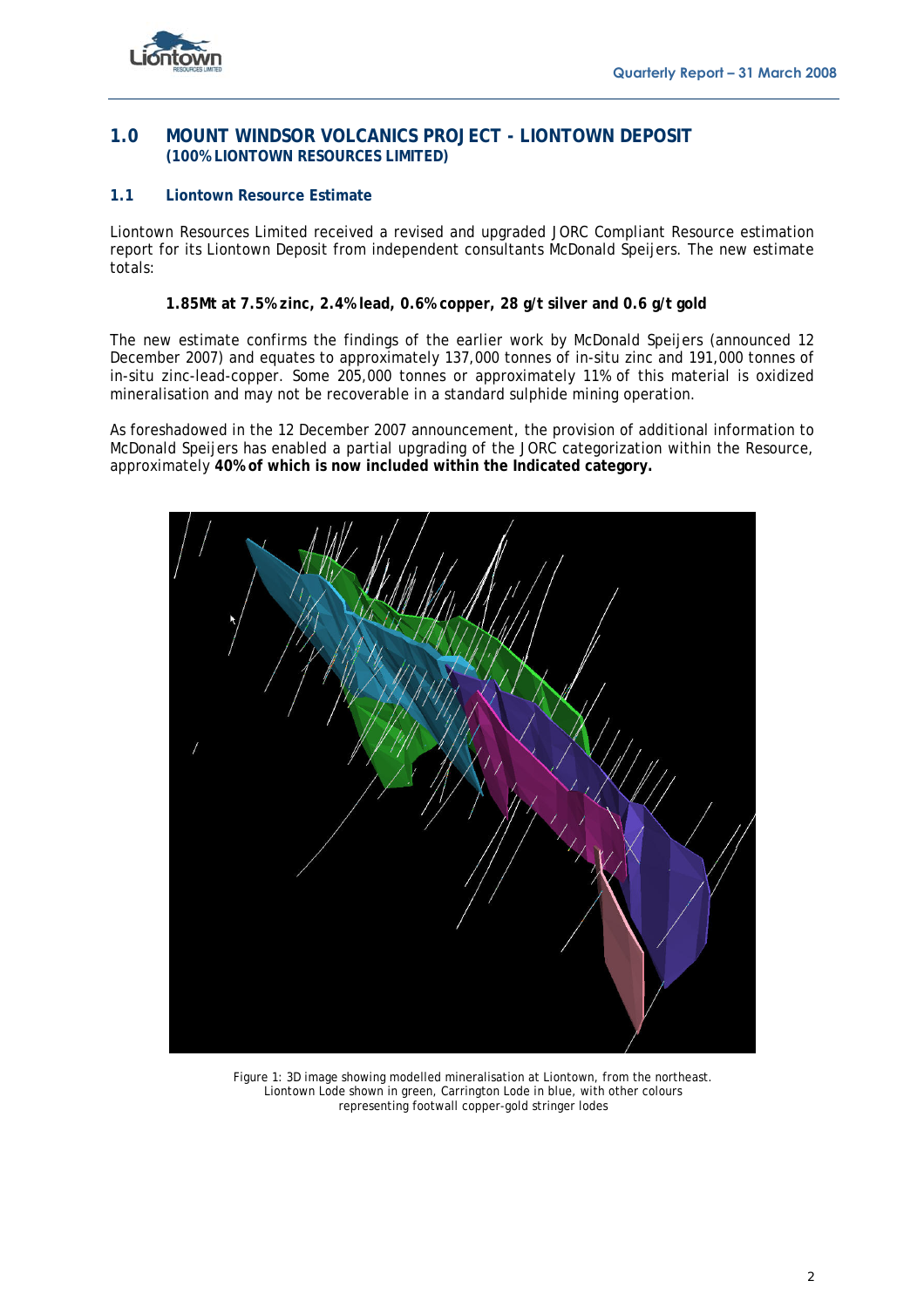## 1.0 MOUNT WINDSOR VOLCANICS PROJECT - LIONTOWN DEPOSIT
**(100% LIONTOWN RESOURCES LIMITED)**

### 1.1 Liontown Resource Estimate

Liontown Resources Limited received a revised and upgraded JORC Compliant Resource estimation report for its Liontown Deposit from independent consultants McDonald Speijers. The new estimate totals:

**1.85Mt at 7.5% zinc, 2.4% lead, 0.6% copper, 28 g/t silver and 0.6 g/t gold**

The new estimate confirms the findings of the earlier work by McDonald Speijers (announced 12 December 2007) and equates to approximately 137,000 tonnes of in-situ zinc and 191,000 tonnes of in-situ zinc-lead-copper. Some 205,000 tonnes or approximately 11% of this material is oxidized mineralisation and may not be recoverable in a standard sulphide mining operation.

As foreshadowed in the 12 December 2007 announcement, the provision of additional information to McDonald Speijers has enabled a partial upgrading of the JORC categorization within the Resource, approximately **40% of which is now included within the Indicated category.**

Figure 1: 3D image showing modelled mineralisation at Liontown, from the northeast. Liontown Lode shown in green, Carrington Lode in blue, with other colours representing footwall copper-gold stringer lodes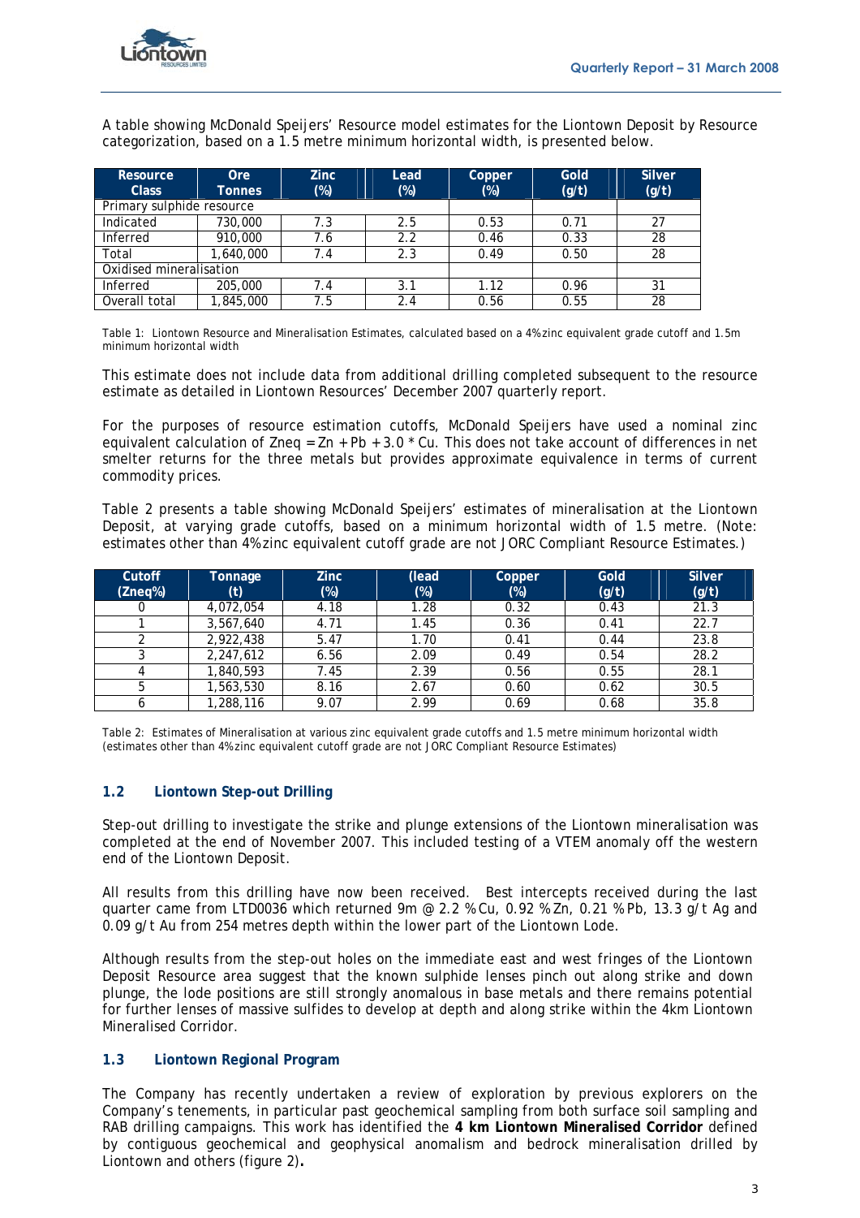A table showing McDonald Speijers' Resource model estimates for the Liontown Deposit by Resource categorization, based on a 1.5 metre minimum horizontal width, is presented below.

| Resource Class | Ore Tonnes | Zinc (%) | Lead (%) | Copper (%) | Gold (g/t) | Silver (g/t) |
|---|---|---|---|---|---|---|
| Primary sulphide resource | | | | | | |
| Indicated | 730,000 | 7.3 | 2.5 | 0.53 | 0.71 | 27 |
| Inferred | 910,000 | 7.6 | 2.2 | 0.46 | 0.33 | 28 |
| Total | 1,640,000 | 7.4 | 2.3 | 0.49 | 0.50 | 28 |
| Oxidised mineralisation | | | | | | |
| Inferred | 205,000 | 7.4 | 3.1 | 1.12 | 0.96 | 31 |
| Overall total | 1,845,000 | 7.5 | 2.4 | 0.56 | 0.55 | 28 |

Table 1: Liontown Resource and Mineralisation Estimates, calculated based on a 4% zinc equivalent grade cutoff and 1.5m minimum horizontal width

This estimate does not include data from additional drilling completed subsequent to the resource estimate as detailed in Liontown Resources' December 2007 quarterly report.

For the purposes of resource estimation cutoffs, McDonald Speijers have used a nominal zinc equivalent calculation of Zneq = Zn + Pb + 3.0 * Cu. This does not take account of differences in net smelter returns for the three metals but provides approximate equivalence in terms of current commodity prices.

Table 2 presents a table showing McDonald Speijers' estimates of mineralisation at the Liontown Deposit, at varying grade cutoffs, based on a minimum horizontal width of 1.5 metre. (Note: estimates other than 4% zinc equivalent cutoff grade are not JORC Compliant Resource Estimates.)

| Cutoff (Zneq%) | Tonnage (t) | Zinc (%) | (lead (%) | Copper (%) | Gold (g/t) | Silver (g/t) |
|---|---|---|---|---|---|---|
| 0 | 4,072,054 | 4.18 | 1.28 | 0.32 | 0.43 | 21.3 |
| 1 | 3,567,640 | 4.71 | 1.45 | 0.36 | 0.41 | 22.7 |
| 2 | 2,922,438 | 5.47 | 1.70 | 0.41 | 0.44 | 23.8 |
| 3 | 2,247,612 | 6.56 | 2.09 | 0.49 | 0.54 | 28.2 |
| 4 | 1,840,593 | 7.45 | 2.39 | 0.56 | 0.55 | 28.1 |
| 5 | 1,563,530 | 8.16 | 2.67 | 0.60 | 0.62 | 30.5 |
| 6 | 1,288,116 | 9.07 | 2.99 | 0.69 | 0.68 | 35.8 |

Table 2: Estimates of Mineralisation at various zinc equivalent grade cutoffs and 1.5 metre minimum horizontal width (estimates other than 4% zinc equivalent cutoff grade are not JORC Compliant Resource Estimates)

### 1.2 Liontown Step-out Drilling

Step-out drilling to investigate the strike and plunge extensions of the Liontown mineralisation was completed at the end of November 2007. This included testing of a VTEM anomaly off the western end of the Liontown Deposit.

All results from this drilling have now been received. Best intercepts received during the last quarter came from LTD0036 which returned 9m @ 2.2 % Cu, 0.92 % Zn, 0.21 % Pb, 13.3 g/t Ag and 0.09 g/t Au from 254 metres depth within the lower part of the Liontown Lode.

Although results from the step-out holes on the immediate east and west fringes of the Liontown Deposit Resource area suggest that the known sulphide lenses pinch out along strike and down plunge, the lode positions are still strongly anomalous in base metals and there remains potential for further lenses of massive sulfides to develop at depth and along strike within the 4km Liontown Mineralised Corridor.

### 1.3 Liontown Regional Program

The Company has recently undertaken a review of exploration by previous explorers on the Company's tenements, in particular past geochemical sampling from both surface soil sampling and RAB drilling campaigns. This work has identified the **4 km Liontown Mineralised Corridor** defined by contiguous geochemical and geophysical anomalism and bedrock mineralisation drilled by Liontown and others (figure 2)**.**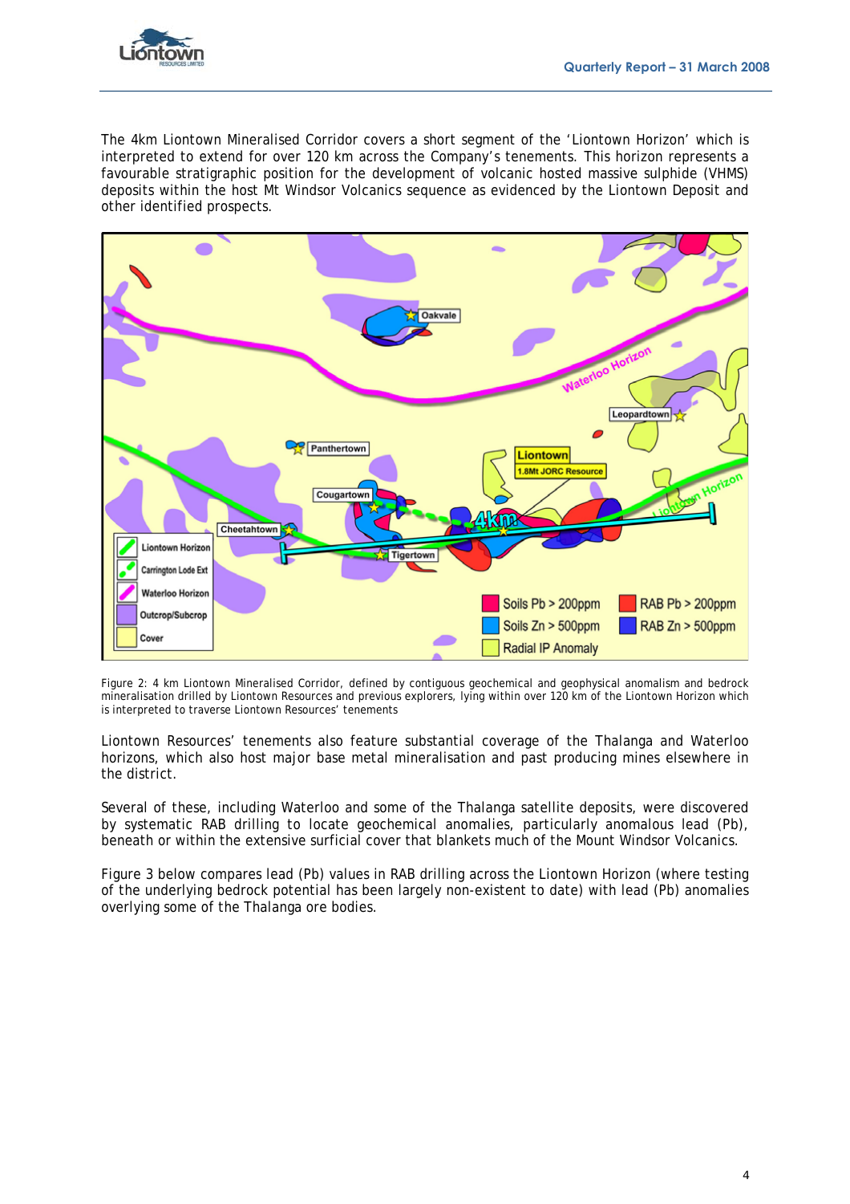The 4km Liontown Mineralised Corridor covers a short segment of the 'Liontown Horizon' which is interpreted to extend for over 120 km across the Company's tenements. This horizon represents a favourable stratigraphic position for the development of volcanic hosted massive sulphide (VHMS) deposits within the host Mt Windsor Volcanics sequence as evidenced by the Liontown Deposit and other identified prospects.

Figure 2: 4 km Liontown Mineralised Corridor, defined by contiguous geochemical and geophysical anomalism and bedrock mineralisation drilled by Liontown Resources and previous explorers, lying within over 120 km of the Liontown Horizon which is interpreted to traverse Liontown Resources' tenements

Liontown Resources' tenements also feature substantial coverage of the Thalanga and Waterloo horizons, which also host major base metal mineralisation and past producing mines elsewhere in the district.

Several of these, including Waterloo and some of the Thalanga satellite deposits, were discovered by systematic RAB drilling to locate geochemical anomalies, particularly anomalous lead (Pb), beneath or within the extensive surficial cover that blankets much of the Mount Windsor Volcanics.

Figure 3 below compares lead (Pb) values in RAB drilling across the Liontown Horizon (where testing of the underlying bedrock potential has been largely non-existent to date) with lead (Pb) anomalies overlying some of the Thalanga ore bodies.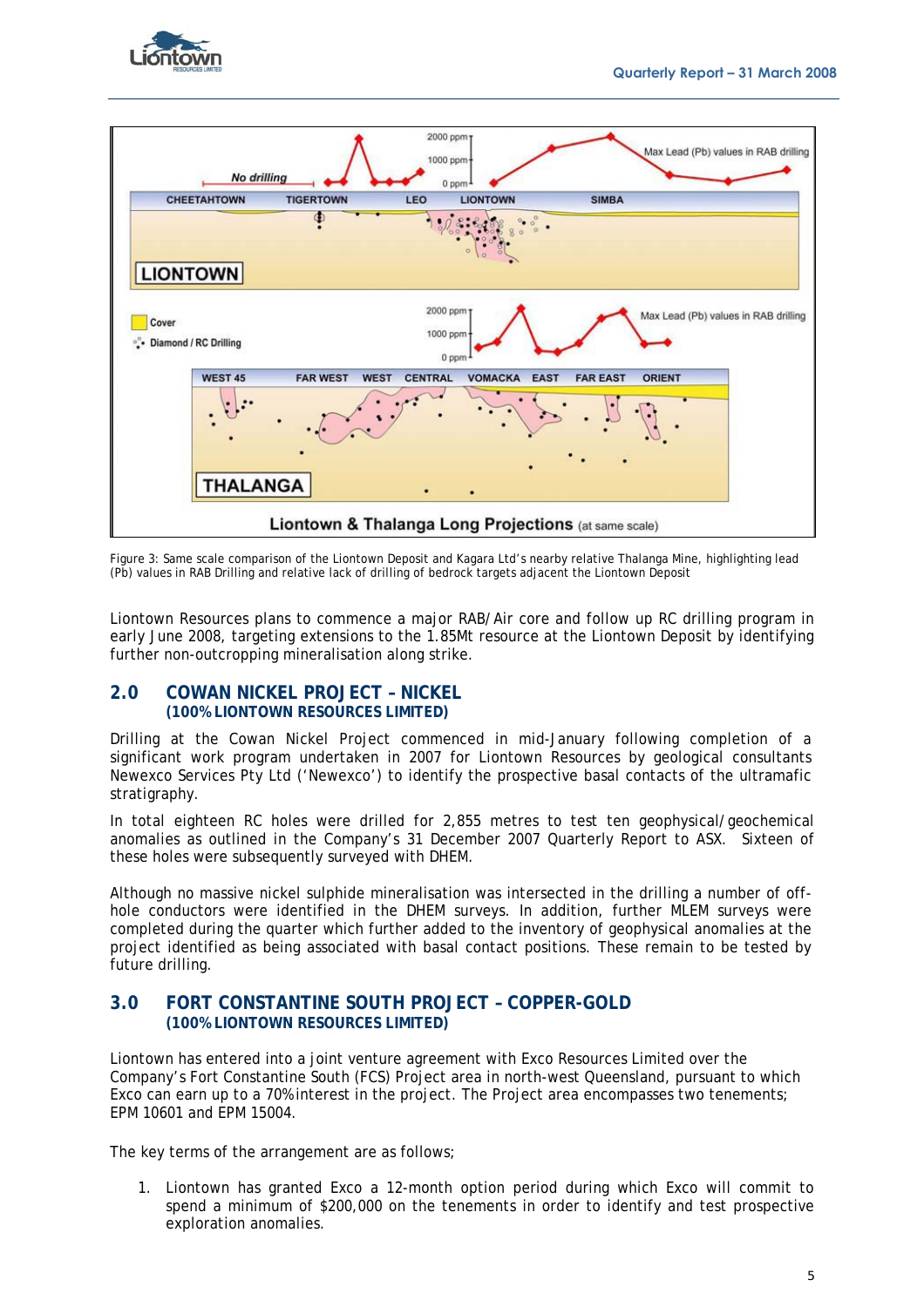Figure 3: Same scale comparison of the Liontown Deposit and Kagara Ltd's nearby relative Thalanga Mine, highlighting lead (Pb) values in RAB Drilling and relative lack of drilling of bedrock targets adjacent the Liontown Deposit

Liontown Resources plans to commence a major RAB/Air core and follow up RC drilling program in early June 2008, targeting extensions to the 1.85Mt resource at the Liontown Deposit by identifying further non-outcropping mineralisation along strike.

## 2.0 COWAN NICKEL PROJECT – NICKEL
**(100% LIONTOWN RESOURCES LIMITED)**

Drilling at the Cowan Nickel Project commenced in mid-January following completion of a significant work program undertaken in 2007 for Liontown Resources by geological consultants Newexco Services Pty Ltd ('Newexco') to identify the prospective basal contacts of the ultramafic stratigraphy.

In total eighteen RC holes were drilled for 2,855 metres to test ten geophysical/geochemical anomalies as outlined in the Company's 31 December 2007 Quarterly Report to ASX. Sixteen of these holes were subsequently surveyed with DHEM.

Although no massive nickel sulphide mineralisation was intersected in the drilling a number of off-hole conductors were identified in the DHEM surveys. In addition, further MLEM surveys were completed during the quarter which further added to the inventory of geophysical anomalies at the project identified as being associated with basal contact positions. These remain to be tested by future drilling.

## 3.0 FORT CONSTANTINE SOUTH PROJECT – COPPER-GOLD
**(100% LIONTOWN RESOURCES LIMITED)**

Liontown has entered into a joint venture agreement with Exco Resources Limited over the Company's Fort Constantine South (FCS) Project area in north-west Queensland, pursuant to which Exco can earn up to a 70% interest in the project. The Project area encompasses two tenements; EPM 10601 and EPM 15004.

The key terms of the arrangement are as follows;

1. Liontown has granted Exco a 12-month option period during which Exco will commit to spend a minimum of $200,000 on the tenements in order to identify and test prospective exploration anomalies.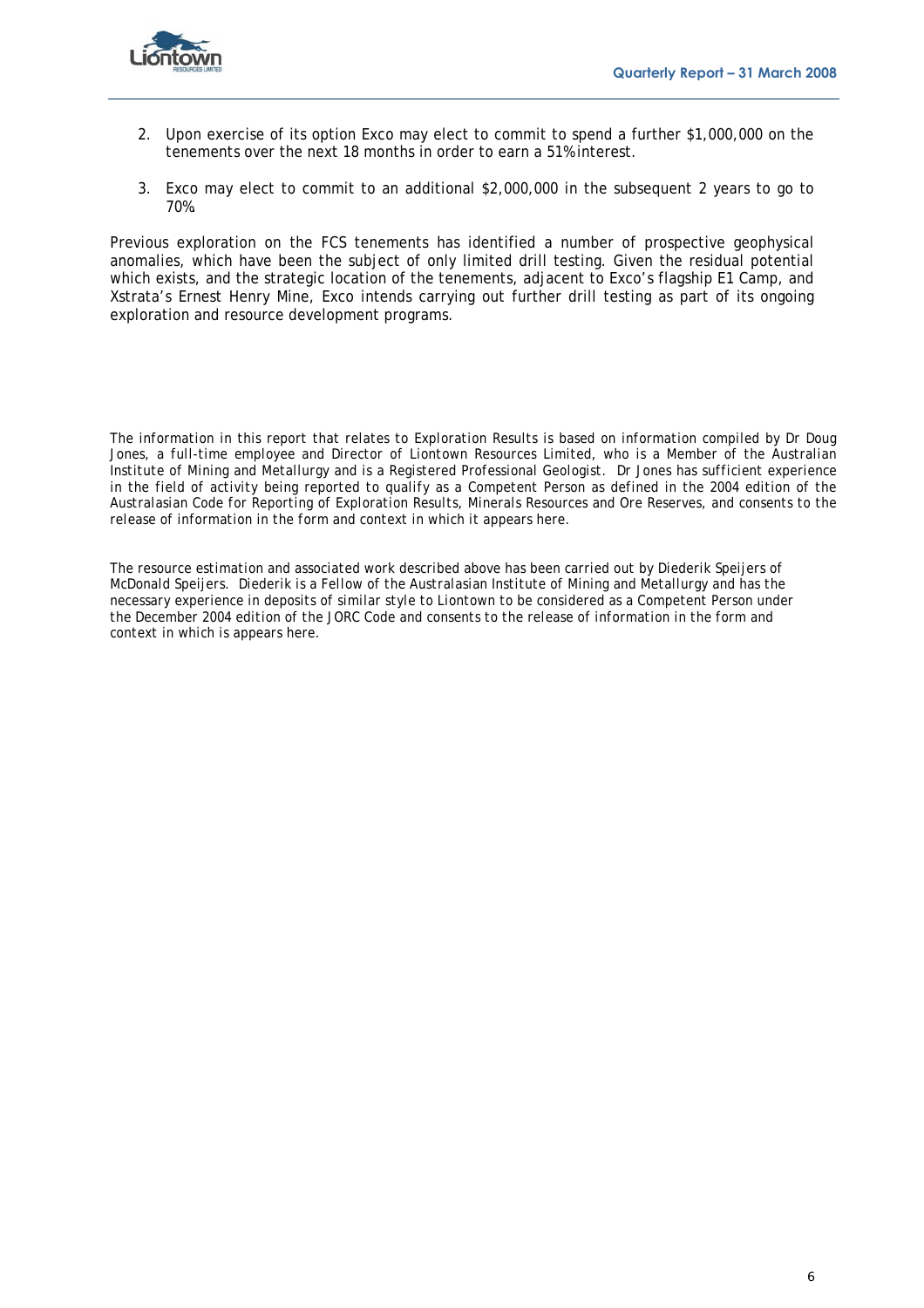2. Upon exercise of its option Exco may elect to commit to spend a further $1,000,000 on the tenements over the next 18 months in order to earn a 51% interest.

3. Exco may elect to commit to an additional $2,000,000 in the subsequent 2 years to go to 70%.

Previous exploration on the FCS tenements has identified a number of prospective geophysical anomalies, which have been the subject of only limited drill testing. Given the residual potential which exists, and the strategic location of the tenements, adjacent to Exco's flagship E1 Camp, and Xstrata's Ernest Henry Mine, Exco intends carrying out further drill testing as part of its ongoing exploration and resource development programs.

*The information in this report that relates to Exploration Results is based on information compiled by Dr Doug Jones, a full-time employee and Director of Liontown Resources Limited, who is a Member of the Australian Institute of Mining and Metallurgy and is a Registered Professional Geologist. Dr Jones has sufficient experience in the field of activity being reported to qualify as a Competent Person as defined in the 2004 edition of the Australasian Code for Reporting of Exploration Results, Minerals Resources and Ore Reserves, and consents to the release of information in the form and context in which it appears here.*

*The resource estimation and associated work described above has been carried out by Diederik Speijers of McDonald Speijers. Diederik is a Fellow of the Australasian Institute of Mining and Metallurgy and has the necessary experience in deposits of similar style to Liontown to be considered as a Competent Person under the December 2004 edition of the JORC Code and consents to the release of information in the form and context in which is appears here.*